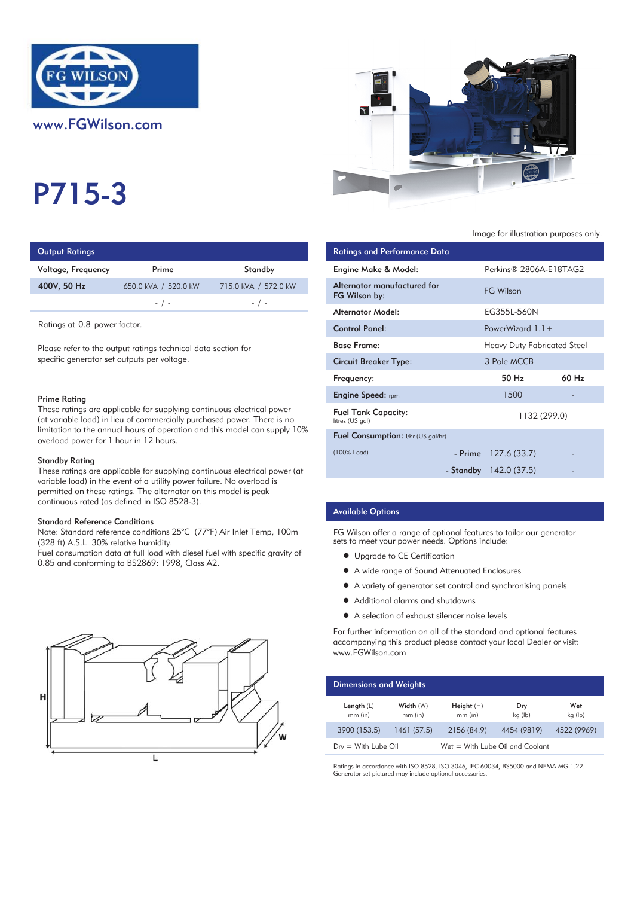FG WILSON

www.FGWilson.com

# P715-3

Image for illustration purposes only.

## Output Ratings

| Voltage, Frequency | Prime | Standby |
|---|---|---|
| 400V, 50 Hz | 650.0 kVA / 520.0 kW | 715.0 kVA / 572.0 kW |
| | - / - | - / - |

Ratings at 0.8 power factor.

Please refer to the output ratings technical data section for specific generator set outputs per voltage.

### Prime Rating

These ratings are applicable for supplying continuous electrical power (at variable load) in lieu of commercially purchased power. There is no limitation to the annual hours of operation and this model can supply 10% overload power for 1 hour in 12 hours.

### Standby Rating

These ratings are applicable for supplying continuous electrical power (at variable load) in the event of a utility power failure. No overload is permitted on these ratings. The alternator on this model is peak continuous rated (as defined in ISO 8528-3).

### Standard Reference Conditions

Note: Standard reference conditions 25°C (77°F) Air Inlet Temp, 100m (328 ft) A.S.L. 30% relative humidity.
Fuel consumption data at full load with diesel fuel with specific gravity of 0.85 and conforming to BS2869: 1998, Class A2.

H

W

L

## Ratings and Performance Data

| | | | |
|---|---|---|---|
| Engine Make & Model: | | Perkins® 2806A-E18TAG2 | |
| Alternator manufactured for FG Wilson by: | | FG Wilson | |
| Alternator Model: | | EG355L-560N | |
| Control Panel: | | PowerWizard 1.1+ | |
| Base Frame: | | Heavy Duty Fabricated Steel | |
| Circuit Breaker Type: | | 3 Pole MCCB | |
| Frequency: | | 50 Hz | 60 Hz |
| Engine Speed: rpm | | 1500 | - |
| Fuel Tank Capacity: litres (US gal) | | 1132 (299.0) | |
| Fuel Consumption: l/hr (US gal/hr) | | | |
| (100% Load) | - Prime | 127.6 (33.7) | - |
| | - Standby | 142.0 (37.5) | - |

## Available Options

FG Wilson offer a range of optional features to tailor our generator sets to meet your power needs. Options include:

- Upgrade to CE Certification
- A wide range of Sound Attenuated Enclosures
- A variety of generator set control and synchronising panels
- Additional alarms and shutdowns
- A selection of exhaust silencer noise levels

For further information on all of the standard and optional features accompanying this product please contact your local Dealer or visit: www.FGWilson.com

## Dimensions and Weights

| Length (L) mm (in) | Width (W) mm (in) | Height (H) mm (in) | Dry kg (lb) | Wet kg (lb) |
|---|---|---|---|---|
| 3900 (153.5) | 1461 (57.5) | 2156 (84.9) | 4454 (9819) | 4522 (9969) |

Dry = With Lube Oil     Wet = With Lube Oil and Coolant

Ratings in accordance with ISO 8528, ISO 3046, IEC 60034, BS5000 and NEMA MG-1.22.
Generator set pictured may include optional accessories.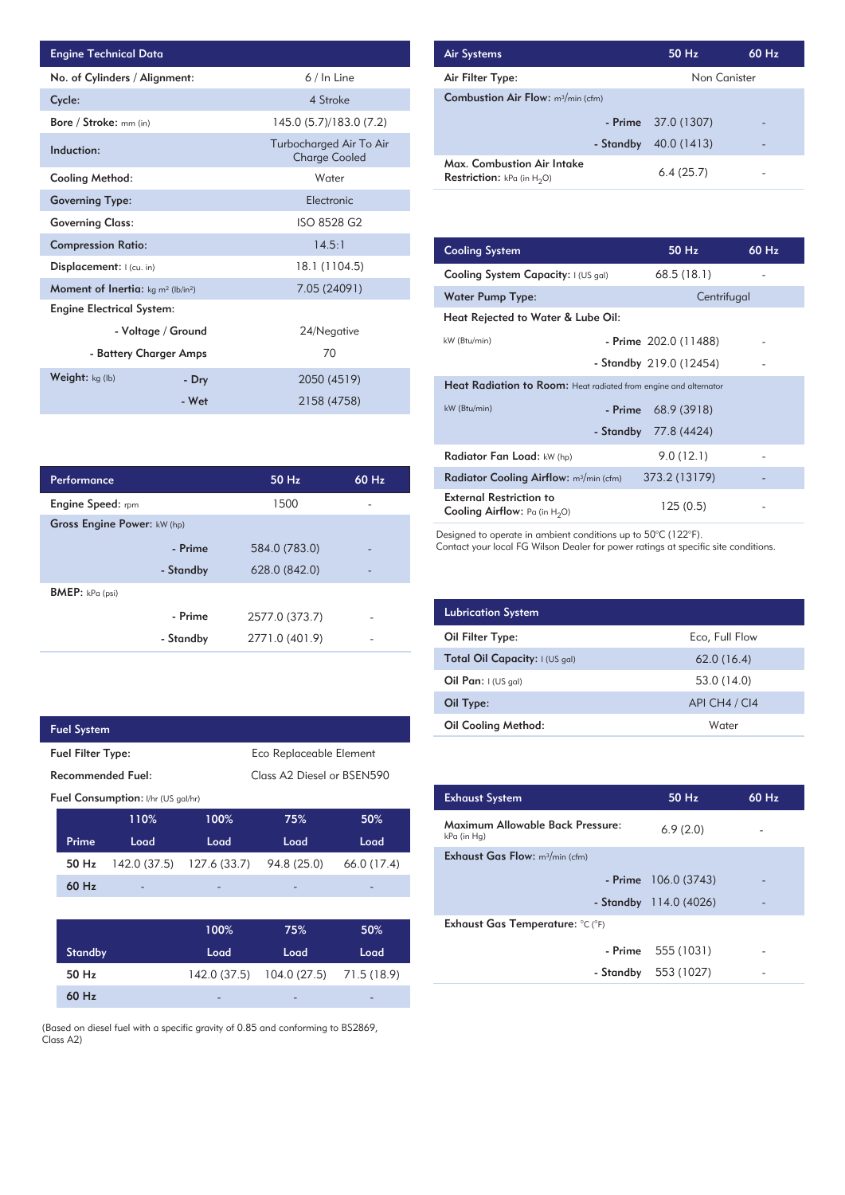| Engine Technical Data | |
| --- | --- |
| No. of Cylinders / Alignment: | 6 / In Line |
| Cycle: | 4 Stroke |
| Bore / Stroke: mm (in) | 145.0 (5.7)/183.0 (7.2) |
| Induction: | Turbocharged Air To Air Charge Cooled |
| Cooling Method: | Water |
| Governing Type: | Electronic |
| Governing Class: | ISO 8528 G2 |
| Compression Ratio: | 14.5:1 |
| Displacement: l (cu. in) | 18.1 (1104.5) |
| Moment of Inertia: kg m² (lb/in²) | 7.05 (24091) |
| Engine Electrical System: | |
| - Voltage / Ground | 24/Negative |
| - Battery Charger Amps | 70 |
| Weight: kg (lb) - Dry | 2050 (4519) |
| - Wet | 2158 (4758) |

| Performance | 50 Hz | 60 Hz |
| --- | --- | --- |
| Engine Speed: rpm | 1500 | - |
| Gross Engine Power: kW (hp) | | |
| - Prime | 584.0 (783.0) | - |
| - Standby | 628.0 (842.0) | - |
| BMEP: kPa (psi) | | |
| - Prime | 2577.0 (373.7) | - |
| - Standby | 2771.0 (401.9) | - |

| Fuel System | |
| --- | --- |
| Fuel Filter Type: | Eco Replaceable Element |
| Recommended Fuel: | Class A2 Diesel or BSEN590 |

Fuel Consumption: l/hr (US gal/hr)

| Prime | 110% Load | 100% Load | 75% Load | 50% Load |
| --- | --- | --- | --- | --- |
| 50 Hz | 142.0 (37.5) | 127.6 (33.7) | 94.8 (25.0) | 66.0 (17.4) |
| 60 Hz | - | - | - | - |

| Standby | 100% Load | 75% Load | 50% Load |
| --- | --- | --- | --- |
| 50 Hz | 142.0 (37.5) | 104.0 (27.5) | 71.5 (18.9) |
| 60 Hz | - | - | - |

(Based on diesel fuel with a specific gravity of 0.85 and conforming to BS2869, Class A2)

| Air Systems | 50 Hz | 60 Hz |
| --- | --- | --- |
| Air Filter Type: | Non Canister | |
| Combustion Air Flow: m³/min (cfm) | | |
| - Prime | 37.0 (1307) | - |
| - Standby | 40.0 (1413) | - |
| Max. Combustion Air Intake Restriction: kPa (in $H_2O$) | 6.4 (25.7) | - |

| Cooling System | 50 Hz | 60 Hz |
| --- | --- | --- |
| Cooling System Capacity: l (US gal) | 68.5 (18.1) | - |
| Water Pump Type: | Centrifugal | |
| Heat Rejected to Water & Lube Oil: kW (Btu/min) | | |
| - Prime | 202.0 (11488) | - |
| - Standby | 219.0 (12454) | - |
| Heat Radiation to Room: Heat radiated from engine and alternator kW (Btu/min) | | |
| - Prime | 68.9 (3918) | - |
| - Standby | 77.8 (4424) | - |
| Radiator Fan Load: kW (hp) | 9.0 (12.1) | - |
| Radiator Cooling Airflow: m³/min (cfm) | 373.2 (13179) | - |
| External Restriction to Cooling Airflow: Pa (in $H_2O$) | 125 (0.5) | - |

Designed to operate in ambient conditions up to 50°C (122°F).
Contact your local FG Wilson Dealer for power ratings at specific site conditions.

| Lubrication System | |
| --- | --- |
| Oil Filter Type: | Eco, Full Flow |
| Total Oil Capacity: l (US gal) | 62.0 (16.4) |
| Oil Pan: l (US gal) | 53.0 (14.0) |
| Oil Type: | API CH4 / CI4 |
| Oil Cooling Method: | Water |

| Exhaust System | 50 Hz | 60 Hz |
| --- | --- | --- |
| Maximum Allowable Back Pressure: kPa (in Hg) | 6.9 (2.0) | - |
| Exhaust Gas Flow: m³/min (cfm) | | |
| - Prime | 106.0 (3743) | - |
| - Standby | 114.0 (4026) | - |
| Exhaust Gas Temperature: °C (°F) | | |
| - Prime | 555 (1031) | - |
| - Standby | 553 (1027) | - |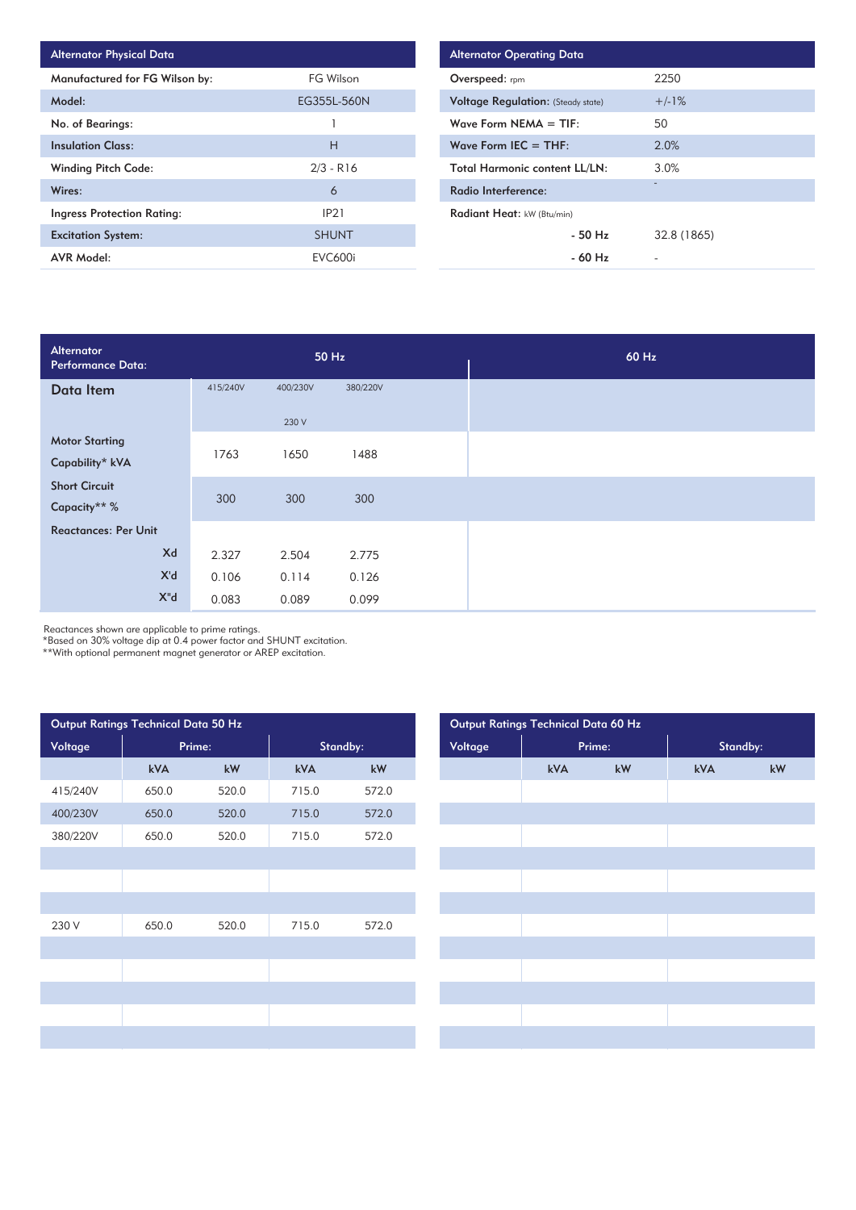| Alternator Physical Data | |
|---|---|
| Manufactured for FG Wilson by: | FG Wilson |
| Model: | EG355L-560N |
| No. of Bearings: | 1 |
| Insulation Class: | H |
| Winding Pitch Code: | 2/3 - R16 |
| Wires: | 6 |
| Ingress Protection Rating: | IP21 |
| Excitation System: | SHUNT |
| AVR Model: | EVC600i |

| Alternator Operating Data | |
|---|---|
| Overspeed: rpm | 2250 |
| Voltage Regulation: (Steady state) | +/-1% |
| Wave Form NEMA = TIF: | 50 |
| Wave Form IEC = THF: | 2.0% |
| Total Harmonic content LL/LN: | 3.0% |
| Radio Interference: | - |
| Radiant Heat: kW (Btu/min) | |
| - 50 Hz | 32.8 (1865) |
| - 60 Hz | - |

| Alternator Performance Data: | 50 Hz | | | 60 Hz |
|---|---|---|---|---|
| Data Item | 415/240V | 400/230V<br>230 V | 380/220V | |
| Motor Starting Capability* kVA | 1763 | 1650 | 1488 | |
| Short Circuit Capacity** % | 300 | 300 | 300 | |
| Reactances: Per Unit | | | | |
| Xd | 2.327 | 2.504 | 2.775 | |
| X'd | 0.106 | 0.114 | 0.126 | |
| X"d | 0.083 | 0.089 | 0.099 | |

Reactances shown are applicable to prime ratings.
*Based on 30% voltage dip at 0.4 power factor and SHUNT excitation.
**With optional permanent magnet generator or AREP excitation.

| Output Ratings Technical Data 50 Hz | | | | |
|---|---|---|---|---|
| Voltage | Prime: | | Standby: | |
| | kVA | kW | kVA | kW |
| 415/240V | 650.0 | 520.0 | 715.0 | 572.0 |
| 400/230V | 650.0 | 520.0 | 715.0 | 572.0 |
| 380/220V | 650.0 | 520.0 | 715.0 | 572.0 |
| 230 V | 650.0 | 520.0 | 715.0 | 572.0 |

| Output Ratings Technical Data 60 Hz | | | | |
|---|---|---|---|---|
| Voltage | Prime: | | Standby: | |
| | kVA | kW | kVA | kW |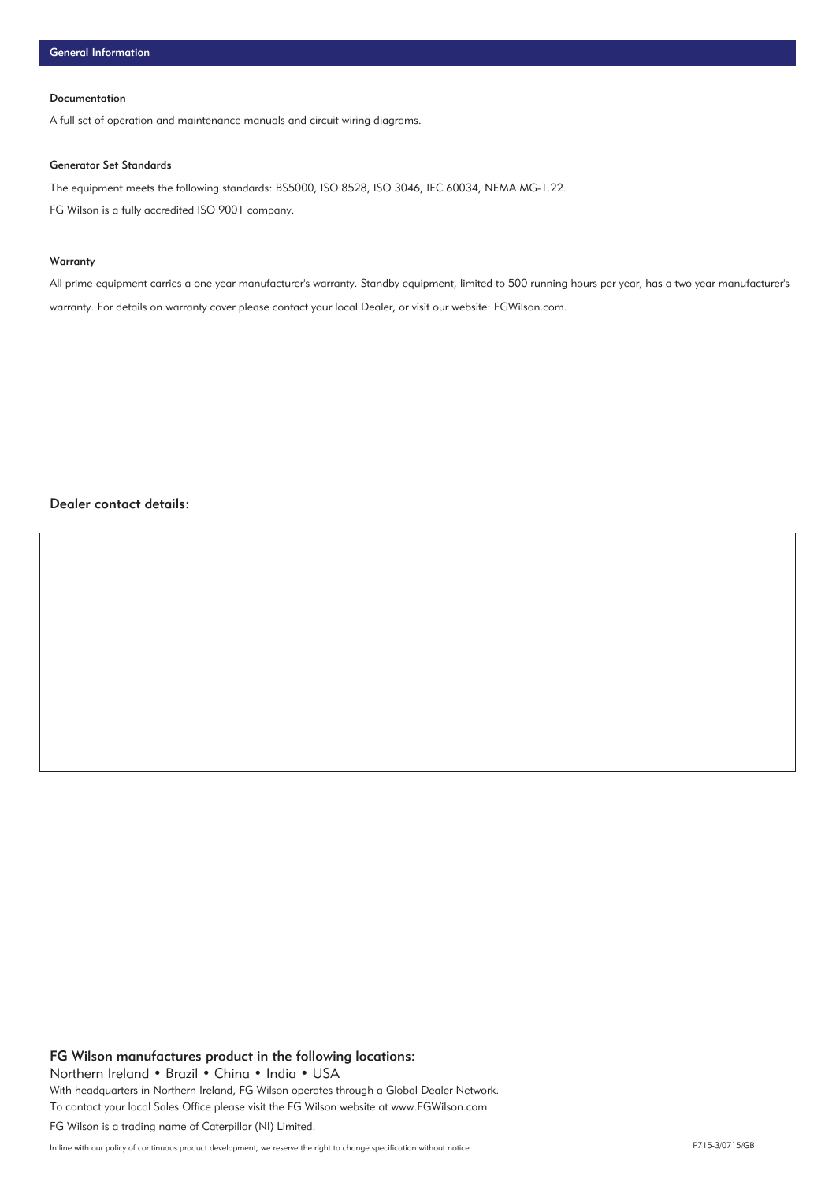## General Information

### Documentation

A full set of operation and maintenance manuals and circuit wiring diagrams.

### Generator Set Standards

The equipment meets the following standards: BS5000, ISO 8528, ISO 3046, IEC 60034, NEMA MG-1.22.

FG Wilson is a fully accredited ISO 9001 company.

### Warranty

All prime equipment carries a one year manufacturer's warranty. Standby equipment, limited to 500 running hours per year, has a two year manufacturer's warranty. For details on warranty cover please contact your local Dealer, or visit our website: FGWilson.com.

### Dealer contact details:

### FG Wilson manufactures product in the following locations:

Northern Ireland • Brazil • China • India • USA

With headquarters in Northern Ireland, FG Wilson operates through a Global Dealer Network.

To contact your local Sales Office please visit the FG Wilson website at www.FGWilson.com.

FG Wilson is a trading name of Caterpillar (NI) Limited.

In line with our policy of continuous product development, we reserve the right to change specification without notice.

P715-3/0715/GB